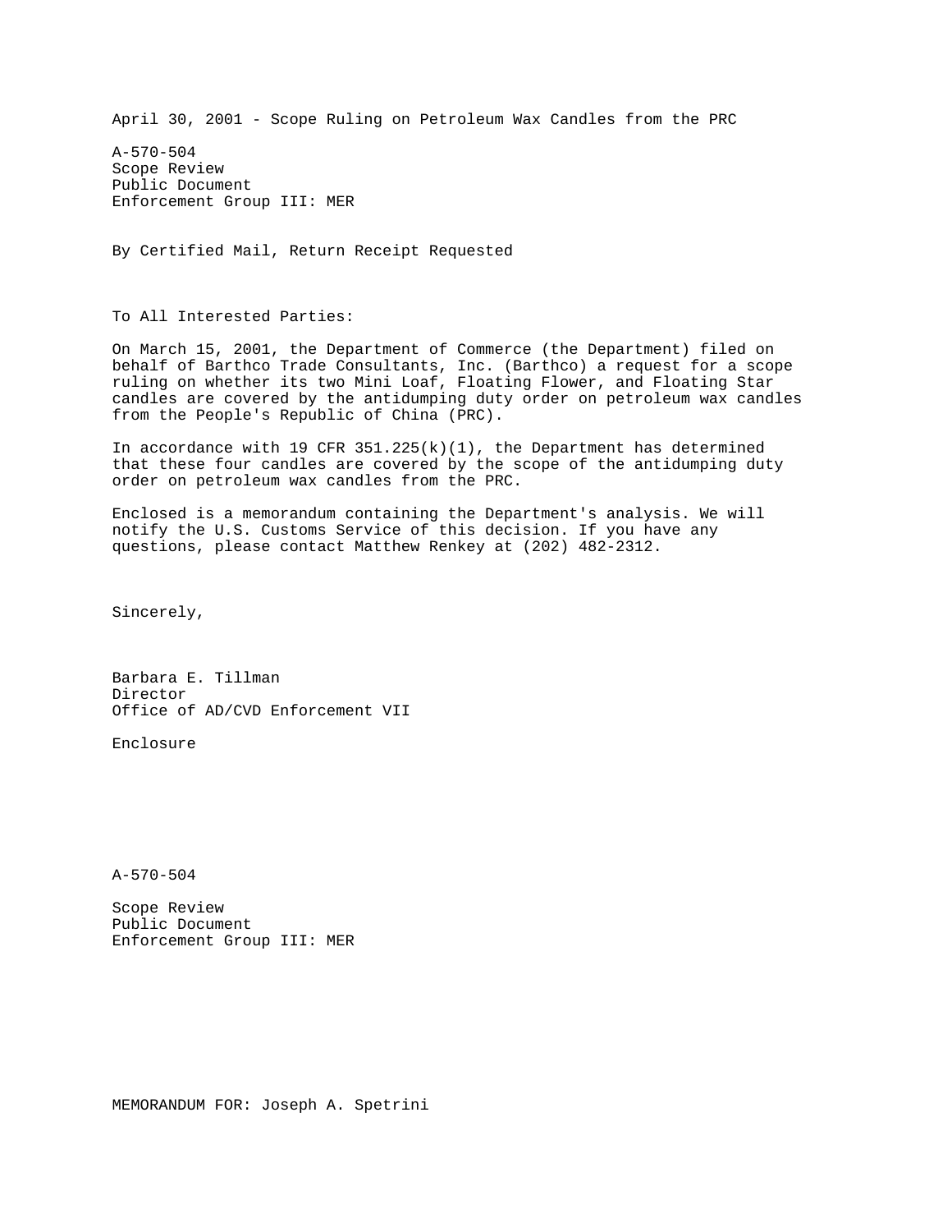April 30, 2001 - Scope Ruling on Petroleum Wax Candles from the PRC

A-570-504
Scope Review
Public Document
Enforcement Group III: MER

By Certified Mail, Return Receipt Requested

To All Interested Parties:

On March 15, 2001, the Department of Commerce (the Department) filed on behalf of Barthco Trade Consultants, Inc. (Barthco) a request for a scope ruling on whether its two Mini Loaf, Floating Flower, and Floating Star candles are covered by the antidumping duty order on petroleum wax candles from the People's Republic of China (PRC).

In accordance with 19 CFR 351.225(k)(1), the Department has determined that these four candles are covered by the scope of the antidumping duty order on petroleum wax candles from the PRC.

Enclosed is a memorandum containing the Department's analysis. We will notify the U.S. Customs Service of this decision. If you have any questions, please contact Matthew Renkey at (202) 482-2312.

Sincerely,

Barbara E. Tillman
Director
Office of AD/CVD Enforcement VII

Enclosure

A-570-504

Scope Review
Public Document
Enforcement Group III: MER

MEMORANDUM FOR: Joseph A. Spetrini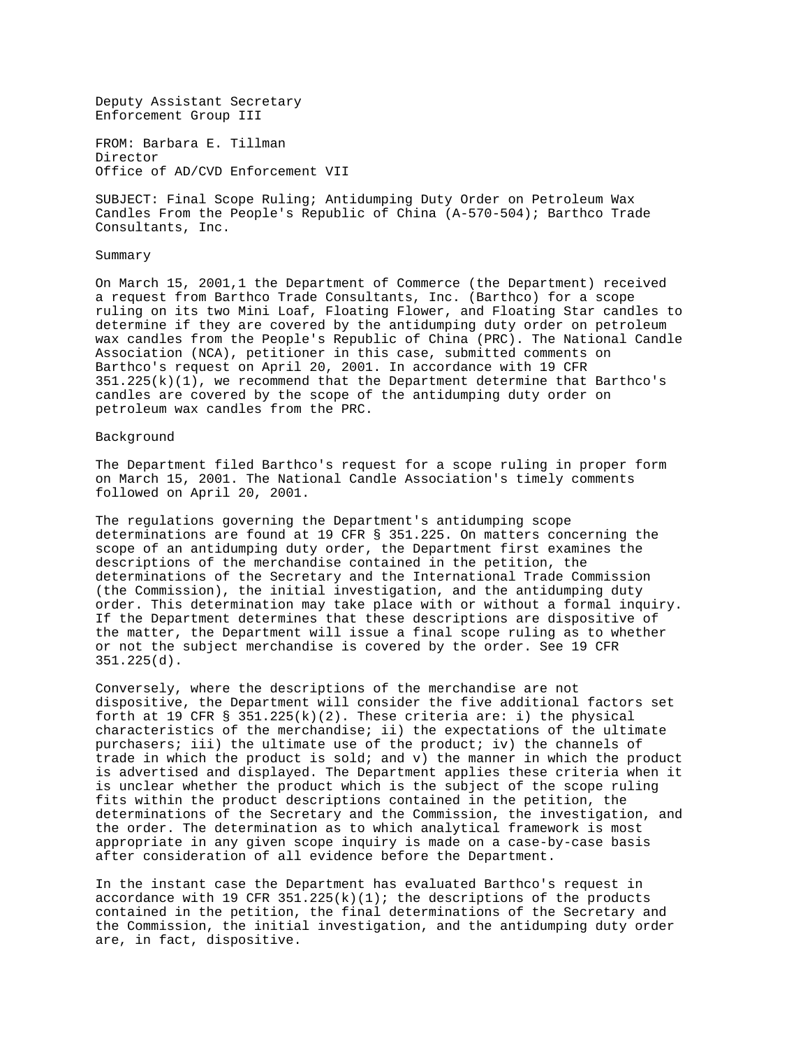Deputy Assistant Secretary
Enforcement Group III

FROM: Barbara E. Tillman
Director
Office of AD/CVD Enforcement VII

SUBJECT: Final Scope Ruling; Antidumping Duty Order on Petroleum Wax Candles From the People's Republic of China (A-570-504); Barthco Trade Consultants, Inc.

## Summary

On March 15, 2001,[1] the Department of Commerce (the Department) received a request from Barthco Trade Consultants, Inc. (Barthco) for a scope ruling on its two Mini Loaf, Floating Flower, and Floating Star candles to determine if they are covered by the antidumping duty order on petroleum wax candles from the People's Republic of China (PRC). The National Candle Association (NCA), petitioner in this case, submitted comments on Barthco's request on April 20, 2001. In accordance with 19 CFR 351.225(k)(1), we recommend that the Department determine that Barthco's candles are covered by the scope of the antidumping duty order on petroleum wax candles from the PRC.

## Background

The Department filed Barthco's request for a scope ruling in proper form on March 15, 2001. The National Candle Association's timely comments followed on April 20, 2001.

The regulations governing the Department's antidumping scope determinations are found at 19 CFR § 351.225. On matters concerning the scope of an antidumping duty order, the Department first examines the descriptions of the merchandise contained in the petition, the determinations of the Secretary and the International Trade Commission (the Commission), the initial investigation, and the antidumping duty order. This determination may take place with or without a formal inquiry. If the Department determines that these descriptions are dispositive of the matter, the Department will issue a final scope ruling as to whether or not the subject merchandise is covered by the order. See 19 CFR 351.225(d).

Conversely, where the descriptions of the merchandise are not dispositive, the Department will consider the five additional factors set forth at 19 CFR § 351.225(k)(2). These criteria are: i) the physical characteristics of the merchandise; ii) the expectations of the ultimate purchasers; iii) the ultimate use of the product; iv) the channels of trade in which the product is sold; and v) the manner in which the product is advertised and displayed. The Department applies these criteria when it is unclear whether the product which is the subject of the scope ruling fits within the product descriptions contained in the petition, the determinations of the Secretary and the Commission, the investigation, and the order. The determination as to which analytical framework is most appropriate in any given scope inquiry is made on a case-by-case basis after consideration of all evidence before the Department.

In the instant case the Department has evaluated Barthco's request in accordance with 19 CFR 351.225(k)(1); the descriptions of the products contained in the petition, the final determinations of the Secretary and the Commission, the initial investigation, and the antidumping duty order are, in fact, dispositive.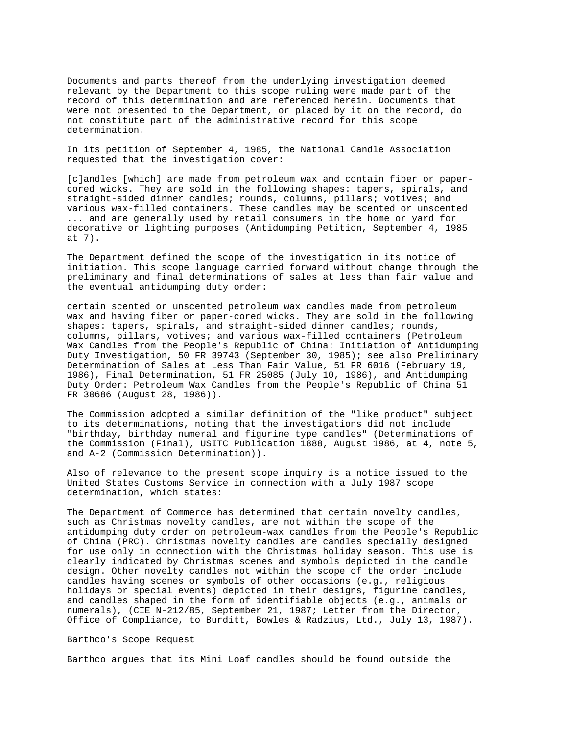Documents and parts thereof from the underlying investigation deemed relevant by the Department to this scope ruling were made part of the record of this determination and are referenced herein. Documents that were not presented to the Department, or placed by it on the record, do not constitute part of the administrative record for this scope determination.

In its petition of September 4, 1985, the National Candle Association requested that the investigation cover:

[c]andles [which] are made from petroleum wax and contain fiber or paper-cored wicks. They are sold in the following shapes: tapers, spirals, and straight-sided dinner candles; rounds, columns, pillars; votives; and various wax-filled containers. These candles may be scented or unscented ... and are generally used by retail consumers in the home or yard for decorative or lighting purposes (Antidumping Petition, September 4, 1985 at 7).

The Department defined the scope of the investigation in its notice of initiation. This scope language carried forward without change through the preliminary and final determinations of sales at less than fair value and the eventual antidumping duty order:

certain scented or unscented petroleum wax candles made from petroleum wax and having fiber or paper-cored wicks. They are sold in the following shapes: tapers, spirals, and straight-sided dinner candles; rounds, columns, pillars, votives; and various wax-filled containers (Petroleum Wax Candles from the People's Republic of China: Initiation of Antidumping Duty Investigation, 50 FR 39743 (September 30, 1985); see also Preliminary Determination of Sales at Less Than Fair Value, 51 FR 6016 (February 19, 1986), Final Determination, 51 FR 25085 (July 10, 1986), and Antidumping Duty Order: Petroleum Wax Candles from the People's Republic of China 51 FR 30686 (August 28, 1986)).

The Commission adopted a similar definition of the "like product" subject to its determinations, noting that the investigations did not include "birthday, birthday numeral and figurine type candles" (Determinations of the Commission (Final), USITC Publication 1888, August 1986, at 4, note 5, and A-2 (Commission Determination)).

Also of relevance to the present scope inquiry is a notice issued to the United States Customs Service in connection with a July 1987 scope determination, which states:

The Department of Commerce has determined that certain novelty candles, such as Christmas novelty candles, are not within the scope of the antidumping duty order on petroleum-wax candles from the People's Republic of China (PRC). Christmas novelty candles are candles specially designed for use only in connection with the Christmas holiday season. This use is clearly indicated by Christmas scenes and symbols depicted in the candle design. Other novelty candles not within the scope of the order include candles having scenes or symbols of other occasions (e.g., religious holidays or special events) depicted in their designs, figurine candles, and candles shaped in the form of identifiable objects (e.g., animals or numerals), (CIE N-212/85, September 21, 1987; Letter from the Director, Office of Compliance, to Burditt, Bowles & Radzius, Ltd., July 13, 1987).

Barthco's Scope Request

Barthco argues that its Mini Loaf candles should be found outside the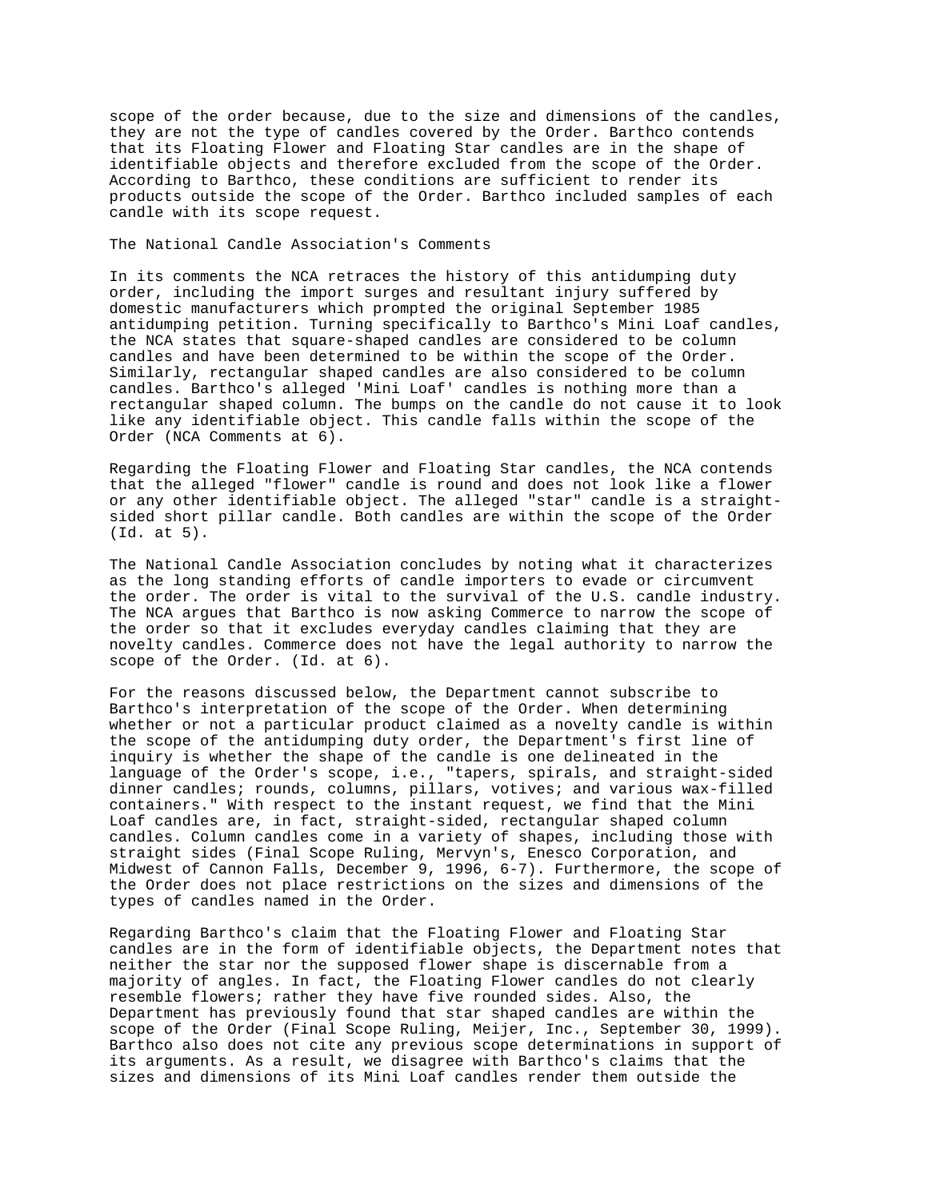scope of the order because, due to the size and dimensions of the candles, they are not the type of candles covered by the Order. Barthco contends that its Floating Flower and Floating Star candles are in the shape of identifiable objects and therefore excluded from the scope of the Order. According to Barthco, these conditions are sufficient to render its products outside the scope of the Order. Barthco included samples of each candle with its scope request.

The National Candle Association's Comments

In its comments the NCA retraces the history of this antidumping duty order, including the import surges and resultant injury suffered by domestic manufacturers which prompted the original September 1985 antidumping petition. Turning specifically to Barthco's Mini Loaf candles, the NCA states that square-shaped candles are considered to be column candles and have been determined to be within the scope of the Order. Similarly, rectangular shaped candles are also considered to be column candles. Barthco's alleged 'Mini Loaf' candles is nothing more than a rectangular shaped column. The bumps on the candle do not cause it to look like any identifiable object. This candle falls within the scope of the Order (NCA Comments at 6).

Regarding the Floating Flower and Floating Star candles, the NCA contends that the alleged "flower" candle is round and does not look like a flower or any other identifiable object. The alleged "star" candle is a straight-sided short pillar candle. Both candles are within the scope of the Order (Id. at 5).

The National Candle Association concludes by noting what it characterizes as the long standing efforts of candle importers to evade or circumvent the order. The order is vital to the survival of the U.S. candle industry. The NCA argues that Barthco is now asking Commerce to narrow the scope of the order so that it excludes everyday candles claiming that they are novelty candles. Commerce does not have the legal authority to narrow the scope of the Order. (Id. at 6).

For the reasons discussed below, the Department cannot subscribe to Barthco's interpretation of the scope of the Order. When determining whether or not a particular product claimed as a novelty candle is within the scope of the antidumping duty order, the Department's first line of inquiry is whether the shape of the candle is one delineated in the language of the Order's scope, i.e., "tapers, spirals, and straight-sided dinner candles; rounds, columns, pillars, votives; and various wax-filled containers." With respect to the instant request, we find that the Mini Loaf candles are, in fact, straight-sided, rectangular shaped column candles. Column candles come in a variety of shapes, including those with straight sides (Final Scope Ruling, Mervyn's, Enesco Corporation, and Midwest of Cannon Falls, December 9, 1996, 6-7). Furthermore, the scope of the Order does not place restrictions on the sizes and dimensions of the types of candles named in the Order.

Regarding Barthco's claim that the Floating Flower and Floating Star candles are in the form of identifiable objects, the Department notes that neither the star nor the supposed flower shape is discernable from a majority of angles. In fact, the Floating Flower candles do not clearly resemble flowers; rather they have five rounded sides. Also, the Department has previously found that star shaped candles are within the scope of the Order (Final Scope Ruling, Meijer, Inc., September 30, 1999). Barthco also does not cite any previous scope determinations in support of its arguments. As a result, we disagree with Barthco's claims that the sizes and dimensions of its Mini Loaf candles render them outside the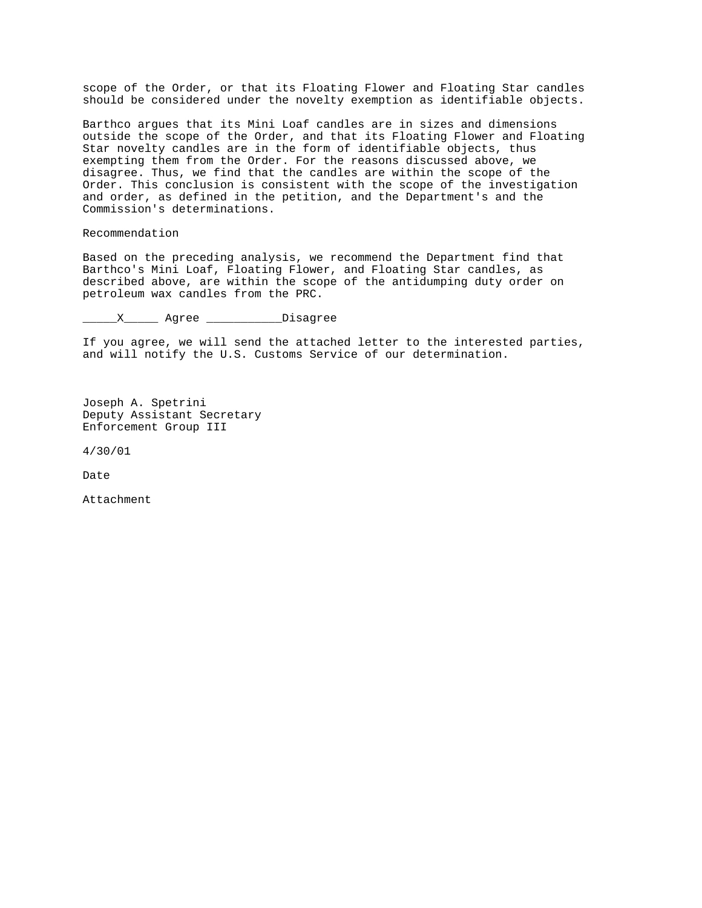scope of the Order, or that its Floating Flower and Floating Star candles should be considered under the novelty exemption as identifiable objects.

Barthco argues that its Mini Loaf candles are in sizes and dimensions outside the scope of the Order, and that its Floating Flower and Floating Star novelty candles are in the form of identifiable objects, thus exempting them from the Order. For the reasons discussed above, we disagree. Thus, we find that the candles are within the scope of the Order. This conclusion is consistent with the scope of the investigation and order, as defined in the petition, and the Department's and the Commission's determinations.

## Recommendation

Based on the preceding analysis, we recommend the Department find that Barthco's Mini Loaf, Floating Flower, and Floating Star candles, as described above, are within the scope of the antidumping duty order on petroleum wax candles from the PRC.

_____X_____ Agree ___________Disagree

If you agree, we will send the attached letter to the interested parties, and will notify the U.S. Customs Service of our determination.

Joseph A. Spetrini
Deputy Assistant Secretary
Enforcement Group III

4/30/01

Date

Attachment